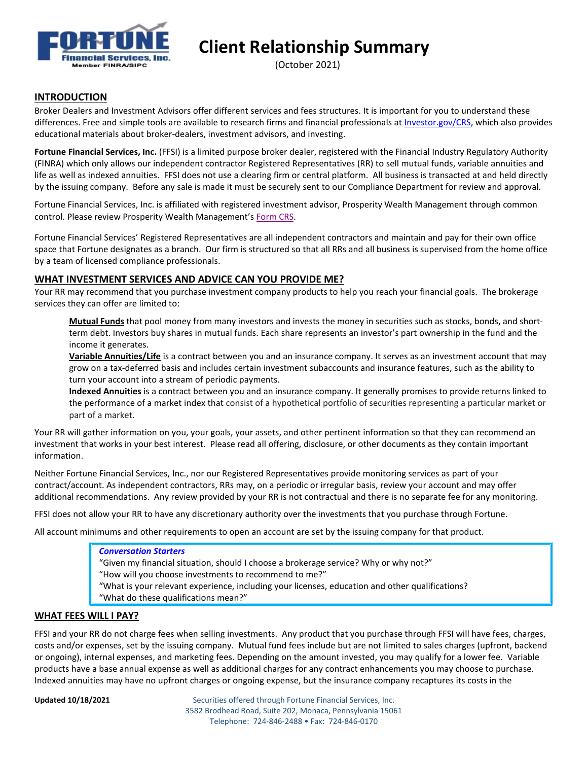# Client Relationship Summary

(October 2021)

## INTRODUCTION

Broker Dealers and Investment Advisors offer different services and fees structures. It is important for you to understand these differences. Free and simple tools are available to research firms and financial professionals at Investor.gov/CRS, which also provides educational materials about broker-dealers, investment advisors, and investing.

**Fortune Financial Services, Inc.** (FFSI) is a limited purpose broker dealer, registered with the Financial Industry Regulatory Authority (FINRA) which only allows our independent contractor Registered Representatives (RR) to sell mutual funds, variable annuities and life as well as indexed annuities. FFSI does not use a clearing firm or central platform. All business is transacted at and held directly by the issuing company. Before any sale is made it must be securely sent to our Compliance Department for review and approval.

Fortune Financial Services, Inc. is affiliated with registered investment advisor, Prosperity Wealth Management through common control. Please review Prosperity Wealth Management's Form CRS.

Fortune Financial Services' Registered Representatives are all independent contractors and maintain and pay for their own office space that Fortune designates as a branch. Our firm is structured so that all RRs and all business is supervised from the home office by a team of licensed compliance professionals.

## WHAT INVESTMENT SERVICES AND ADVICE CAN YOU PROVIDE ME?

Your RR may recommend that you purchase investment company products to help you reach your financial goals. The brokerage services they can offer are limited to:

**Mutual Funds** that pool money from many investors and invests the money in securities such as stocks, bonds, and short-term debt. Investors buy shares in mutual funds. Each share represents an investor's part ownership in the fund and the income it generates.

**Variable Annuities/Life** is a contract between you and an insurance company. It serves as an investment account that may grow on a tax-deferred basis and includes certain investment subaccounts and insurance features, such as the ability to turn your account into a stream of periodic payments.

**Indexed Annuities** is a contract between you and an insurance company. It generally promises to provide returns linked to the performance of a market index that consist of a hypothetical portfolio of securities representing a particular market or part of a market.

Your RR will gather information on you, your goals, your assets, and other pertinent information so that they can recommend an investment that works in your best interest. Please read all offering, disclosure, or other documents as they contain important information.

Neither Fortune Financial Services, Inc., nor our Registered Representatives provide monitoring services as part of your contract/account. As independent contractors, RRs may, on a periodic or irregular basis, review your account and may offer additional recommendations. Any review provided by your RR is not contractual and there is no separate fee for any monitoring.

FFSI does not allow your RR to have any discretionary authority over the investments that you purchase through Fortune.

All account minimums and other requirements to open an account are set by the issuing company for that product.

> ***Conversation Starters***
> "Given my financial situation, should I choose a brokerage service? Why or why not?"
> "How will you choose investments to recommend to me?"
> "What is your relevant experience, including your licenses, education and other qualifications?
> "What do these qualifications mean?"

## WHAT FEES WILL I PAY?

FFSI and your RR do not charge fees when selling investments. Any product that you purchase through FFSI will have fees, charges, costs and/or expenses, set by the issuing company. Mutual fund fees include but are not limited to sales charges (upfront, backend or ongoing), internal expenses, and marketing fees. Depending on the amount invested, you may qualify for a lower fee. Variable products have a base annual expense as well as additional charges for any contract enhancements you may choose to purchase. Indexed annuities may have no upfront charges or ongoing expense, but the insurance company recaptures its costs in the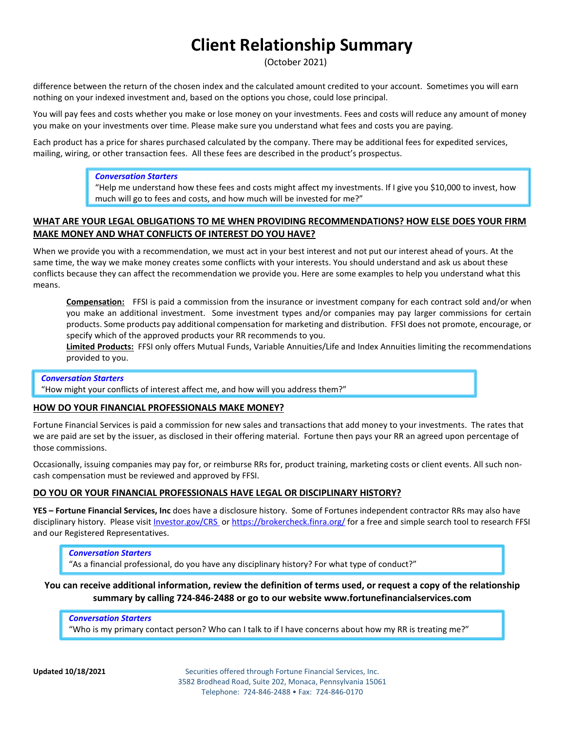# Client Relationship Summary

(October 2021)

difference between the return of the chosen index and the calculated amount credited to your account. Sometimes you will earn nothing on your indexed investment and, based on the options you chose, could lose principal.

You will pay fees and costs whether you make or lose money on your investments. Fees and costs will reduce any amount of money you make on your investments over time. Please make sure you understand what fees and costs you are paying.

Each product has a price for shares purchased calculated by the company. There may be additional fees for expedited services, mailing, wiring, or other transaction fees. All these fees are described in the product's prospectus.

> ***Conversation Starters***
> "Help me understand how these fees and costs might affect my investments. If I give you $10,000 to invest, how much will go to fees and costs, and how much will be invested for me?"

## WHAT ARE YOUR LEGAL OBLIGATIONS TO ME WHEN PROVIDING RECOMMENDATIONS? HOW ELSE DOES YOUR FIRM MAKE MONEY AND WHAT CONFLICTS OF INTEREST DO YOU HAVE?

When we provide you with a recommendation, we must act in your best interest and not put our interest ahead of yours. At the same time, the way we make money creates some conflicts with your interests. You should understand and ask us about these conflicts because they can affect the recommendation we provide you. Here are some examples to help you understand what this means.

**Compensation:** FFSI is paid a commission from the insurance or investment company for each contract sold and/or when you make an additional investment. Some investment types and/or companies may pay larger commissions for certain products. Some products pay additional compensation for marketing and distribution. FFSI does not promote, encourage, or specify which of the approved products your RR recommends to you.

**Limited Products:** FFSI only offers Mutual Funds, Variable Annuities/Life and Index Annuities limiting the recommendations provided to you.

> ***Conversation Starters***
> "How might your conflicts of interest affect me, and how will you address them?"

## HOW DO YOUR FINANCIAL PROFESSIONALS MAKE MONEY?

Fortune Financial Services is paid a commission for new sales and transactions that add money to your investments. The rates that we are paid are set by the issuer, as disclosed in their offering material. Fortune then pays your RR an agreed upon percentage of those commissions.

Occasionally, issuing companies may pay for, or reimburse RRs for, product training, marketing costs or client events. All such non-cash compensation must be reviewed and approved by FFSI.

## DO YOU OR YOUR FINANCIAL PROFESSIONALS HAVE LEGAL OR DISCIPLINARY HISTORY?

**YES – Fortune Financial Services, Inc** does have a disclosure history. Some of Fortunes independent contractor RRs may also have disciplinary history. Please visit Investor.gov/CRS or https://brokercheck.finra.org/ for a free and simple search tool to research FFSI and our Registered Representatives.

> ***Conversation Starters***
> "As a financial professional, do you have any disciplinary history? For what type of conduct?"

**You can receive additional information, review the definition of terms used, or request a copy of the relationship summary by calling 724-846-2488 or go to our website www.fortunefinancialservices.com**

> ***Conversation Starters***
> "Who is my primary contact person? Who can I talk to if I have concerns about how my RR is treating me?"

**Updated 10/18/2021**

Securities offered through Fortune Financial Services, Inc.
3582 Brodhead Road, Suite 202, Monaca, Pennsylvania 15061
Telephone: 724-846-2488 • Fax: 724-846-0170